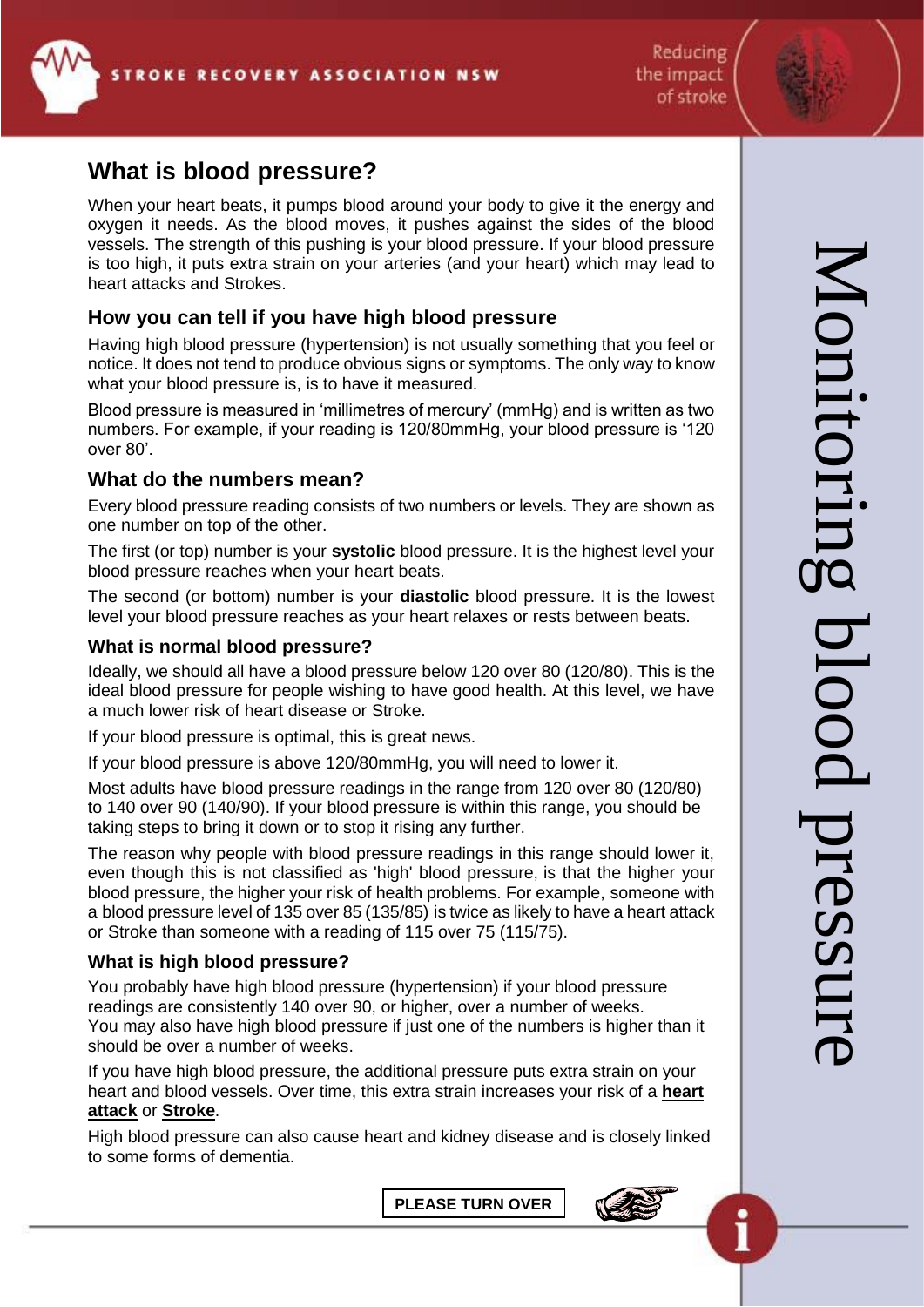# Monitoring blood pressure

## What is blood pressure?

When your heart beats, it pumps blood around your body to give it the energy and oxygen it needs. As the blood moves, it pushes against the sides of the blood vessels. The strength of this pushing is your blood pressure. If your blood pressure is too high, it puts extra strain on your arteries (and your heart) which may lead to heart attacks and Strokes.

### How you can tell if you have high blood pressure

Having high blood pressure (hypertension) is not usually something that you feel or notice. It does not tend to produce obvious signs or symptoms. The only way to know what your blood pressure is, is to have it measured.

Blood pressure is measured in 'millimetres of mercury' (mmHg) and is written as two numbers. For example, if your reading is 120/80mmHg, your blood pressure is '120 over 80'.

### What do the numbers mean?

Every blood pressure reading consists of two numbers or levels. They are shown as one number on top of the other.

The first (or top) number is your **systolic** blood pressure. It is the highest level your blood pressure reaches when your heart beats.

The second (or bottom) number is your **diastolic** blood pressure. It is the lowest level your blood pressure reaches as your heart relaxes or rests between beats.

### What is normal blood pressure?

Ideally, we should all have a blood pressure below 120 over 80 (120/80). This is the ideal blood pressure for people wishing to have good health. At this level, we have a much lower risk of heart disease or Stroke.

If your blood pressure is optimal, this is great news.

If your blood pressure is above 120/80mmHg, you will need to lower it.

Most adults have blood pressure readings in the range from 120 over 80 (120/80) to 140 over 90 (140/90). If your blood pressure is within this range, you should be taking steps to bring it down or to stop it rising any further.

The reason why people with blood pressure readings in this range should lower it, even though this is not classified as 'high' blood pressure, is that the higher your blood pressure, the higher your risk of health problems. For example, someone with a blood pressure level of 135 over 85 (135/85) is twice as likely to have a heart attack or Stroke than someone with a reading of 115 over 75 (115/75).

### What is high blood pressure?

You probably have high blood pressure (hypertension) if your blood pressure readings are consistently 140 over 90, or higher, over a number of weeks.
You may also have high blood pressure if just one of the numbers is higher than it should be over a number of weeks.

If you have high blood pressure, the additional pressure puts extra strain on your heart and blood vessels. Over time, this extra strain increases your risk of a **heart attack** or **Stroke**.

High blood pressure can also cause heart and kidney disease and is closely linked to some forms of dementia.

PLEASE TURN OVER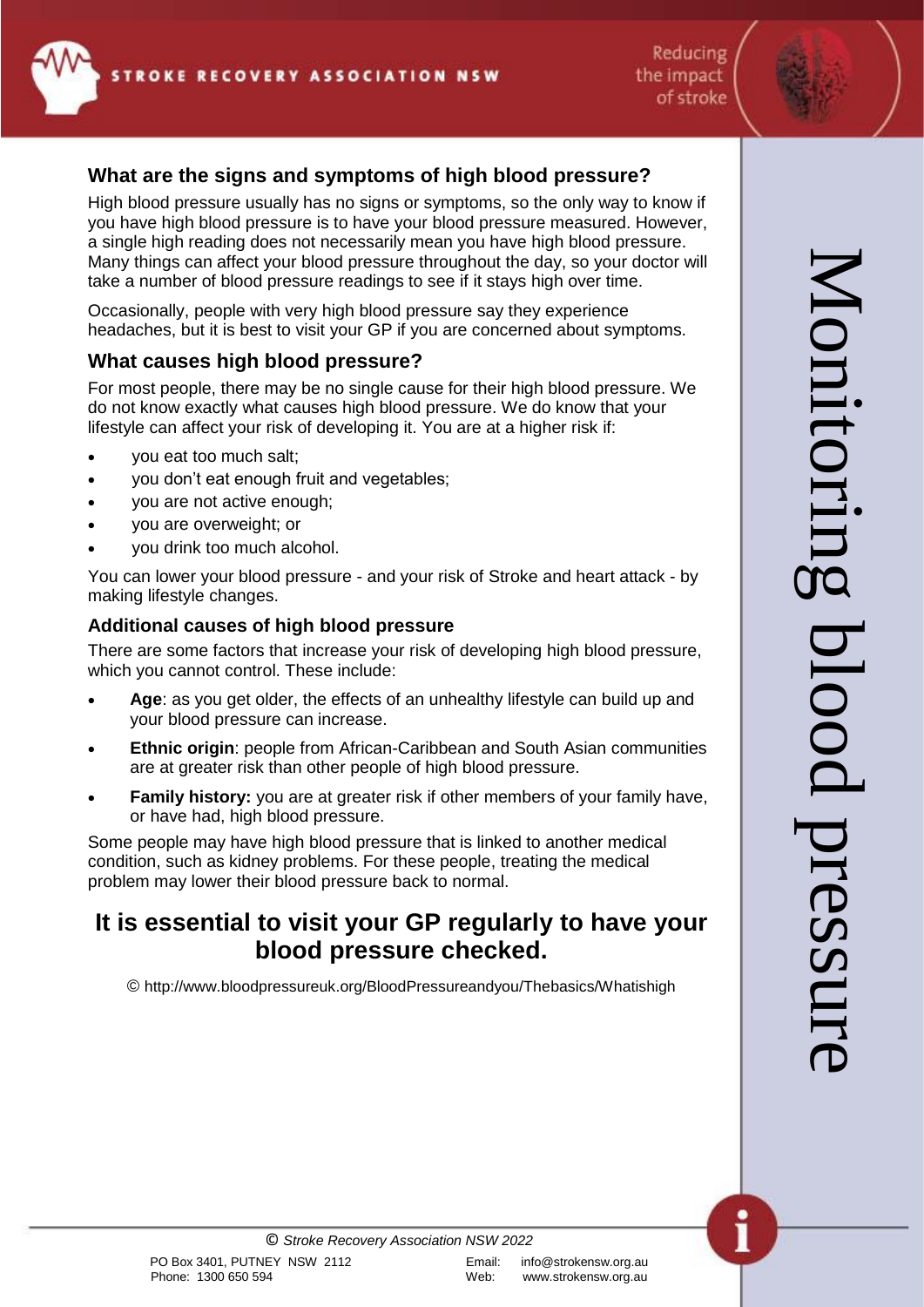## What are the signs and symptoms of high blood pressure?

High blood pressure usually has no signs or symptoms, so the only way to know if you have high blood pressure is to have your blood pressure measured. However, a single high reading does not necessarily mean you have high blood pressure. Many things can affect your blood pressure throughout the day, so your doctor will take a number of blood pressure readings to see if it stays high over time.

Occasionally, people with very high blood pressure say they experience headaches, but it is best to visit your GP if you are concerned about symptoms.

## What causes high blood pressure?

For most people, there may be no single cause for their high blood pressure. We do not know exactly what causes high blood pressure. We do know that your lifestyle can affect your risk of developing it. You are at a higher risk if:

- you eat too much salt;
- you don't eat enough fruit and vegetables;
- you are not active enough;
- you are overweight; or
- you drink too much alcohol.

You can lower your blood pressure - and your risk of Stroke and heart attack - by making lifestyle changes.

### Additional causes of high blood pressure

There are some factors that increase your risk of developing high blood pressure, which you cannot control. These include:

- **Age**: as you get older, the effects of an unhealthy lifestyle can build up and your blood pressure can increase.
- **Ethnic origin**: people from African-Caribbean and South Asian communities are at greater risk than other people of high blood pressure.
- **Family history:** you are at greater risk if other members of your family have, or have had, high blood pressure.

Some people may have high blood pressure that is linked to another medical condition, such as kidney problems. For these people, treating the medical problem may lower their blood pressure back to normal.

## It is essential to visit your GP regularly to have your blood pressure checked.

© http://www.bloodpressureuk.org/BloodPressureandyou/Thebasics/Whatishigh

Monitoring blood pressure

© *Stroke Recovery Association NSW 2022*

PO Box 3401, PUTNEY NSW 2112
Phone: 1300 650 594

Email: info@strokensw.org.au
Web: www.strokensw.org.au